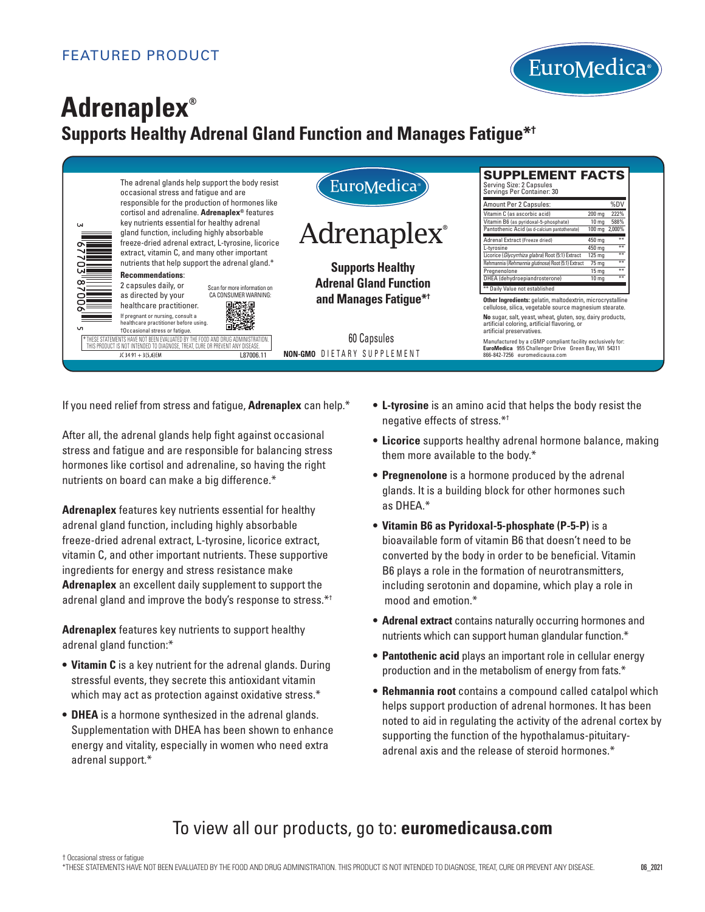FEATURED PRODUCT

EuroMedica®

# Adrenaplex®

## Supports Healthy Adrenal Gland Function and Manages Fatigue*†

The adrenal glands help support the body resist occasional stress and fatigue and are responsible for the production of hormones like cortisol and adrenaline. **Adrenaplex®** features key nutrients essential for healthy adrenal gland function, including highly absorbable freeze-dried adrenal extract, L-tyrosine, licorice extract, vitamin C, and many other important nutrients that help support the adrenal gland.*

**Recommendations**:
2 capsules daily, or as directed by your healthcare practitioner.

If pregnant or nursing, consult a healthcare practitioner before using.
†Occasional stress or fatigue.

Scan for more information on CA CONSUMER WARNING:

*THESE STATEMENTS HAVE NOT BEEN EVALUATED BY THE FOOD AND DRUG ADMINISTRATION. THIS PRODUCT IS NOT INTENDED TO DIAGNOSE, TREAT, CURE OR PREVENT ANY DISEASE.

JC 34 91 + 3(5,6)EM L87006.11

EuroMedica®

Adrenaplex®

**Supports Healthy Adrenal Gland Function and Manages Fatigue*†**

60 Capsules

**NON-GMO** DIETARY SUPPLEMENT

**SUPPLEMENT FACTS**
Serving Size: 2 Capsules
Servings Per Container: 30

| Amount Per 2 Capsules: | | %DV |
|---|---|---|
| Vitamin C (as ascorbic acid) | 200 mg | 222% |
| Vitamin B6 (as pyridoxal-5-phosphate) | 10 mg | 588% |
| Pantothenic Acid (as d-calcium pantothenate) | 100 mg | 2,000% |
| Adrenal Extract (Freeze dried) | 450 mg | ** |
| L-tyrosine | 450 mg | ** |
| Licorice (*Glycyrrhiza glabra*) Root (5:1) Extract | 125 mg | ** |
| Rehmannia (*Rehmannia glutinosa*) Root (5:1) Extract | 75 mg | ** |
| Pregnenolone | 15 mg | ** |
| DHEA (dehydroepiandrosterone) | 10 mg | ** |

** Daily Value not established

**Other Ingredients:** gelatin, maltodextrin, microcrystalline cellulose, silica, vegetable source magnesium stearate.

**No** sugar, salt, yeast, wheat, gluten, soy, dairy products, artificial coloring, artificial flavoring, or artificial preservatives.

Manufactured by a cGMP compliant facility exclusively for:
**EuroMedica** 955 Challenger Drive Green Bay, WI 54311
866-842-7256 euromedicausa.com

If you need relief from stress and fatigue, **Adrenaplex** can help.*

After all, the adrenal glands help fight against occasional stress and fatigue and are responsible for balancing stress hormones like cortisol and adrenaline, so having the right nutrients on board can make a big difference.*

**Adrenaplex** features key nutrients essential for healthy adrenal gland function, including highly absorbable freeze-dried adrenal extract, L-tyrosine, licorice extract, vitamin C, and other important nutrients. These supportive ingredients for energy and stress resistance make **Adrenaplex** an excellent daily supplement to support the adrenal gland and improve the body's response to stress.*†

**Adrenaplex** features key nutrients to support healthy adrenal gland function:*

- **Vitamin C** is a key nutrient for the adrenal glands. During stressful events, they secrete this antioxidant vitamin which may act as protection against oxidative stress.*
- **DHEA** is a hormone synthesized in the adrenal glands. Supplementation with DHEA has been shown to enhance energy and vitality, especially in women who need extra adrenal support.*
- **L-tyrosine** is an amino acid that helps the body resist the negative effects of stress.*†
- **Licorice** supports healthy adrenal hormone balance, making them more available to the body.*
- **Pregnenolone** is a hormone produced by the adrenal glands. It is a building block for other hormones such as DHEA.*
- **Vitamin B6 as Pyridoxal-5-phosphate (P-5-P)** is a bioavailable form of vitamin B6 that doesn't need to be converted by the body in order to be beneficial. Vitamin B6 plays a role in the formation of neurotransmitters, including serotonin and dopamine, which play a role in mood and emotion.*
- **Adrenal extract** contains naturally occurring hormones and nutrients which can support human glandular function.*
- **Pantothenic acid** plays an important role in cellular energy production and in the metabolism of energy from fats.*
- **Rehmannia root** contains a compound called catalpol which helps support production of adrenal hormones. It has been noted to aid in regulating the activity of the adrenal cortex by supporting the function of the hypothalamus-pituitary-adrenal axis and the release of steroid hormones.*

To view all our products, go to: **euromedicausa.com**

† Occasional stress or fatigue
*THESE STATEMENTS HAVE NOT BEEN EVALUATED BY THE FOOD AND DRUG ADMINISTRATION. THIS PRODUCT IS NOT INTENDED TO DIAGNOSE, TREAT, CURE OR PREVENT ANY DISEASE.

06_2021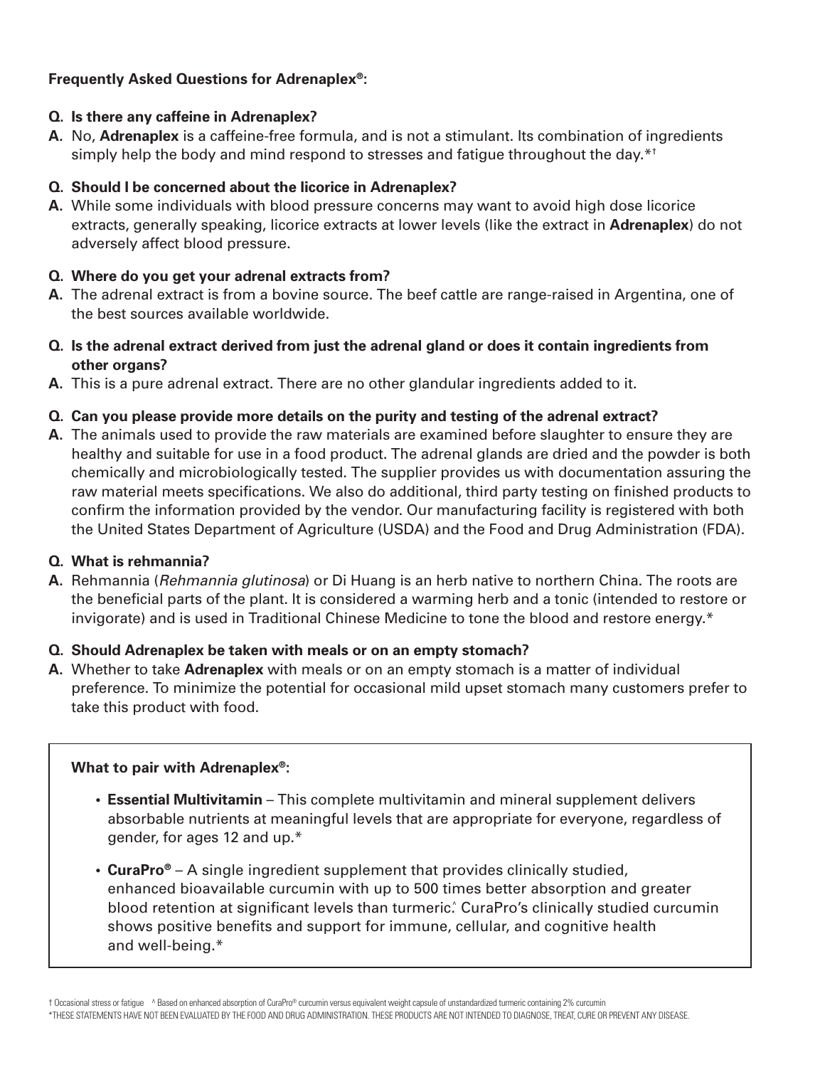**Frequently Asked Questions for Adrenaplex®:**

**Q. Is there any caffeine in Adrenaplex?**

**A.** No, **Adrenaplex** is a caffeine-free formula, and is not a stimulant. Its combination of ingredients simply help the body and mind respond to stresses and fatigue throughout the day.*†

**Q. Should I be concerned about the licorice in Adrenaplex?**

**A.** While some individuals with blood pressure concerns may want to avoid high dose licorice extracts, generally speaking, licorice extracts at lower levels (like the extract in **Adrenaplex**) do not adversely affect blood pressure.

**Q. Where do you get your adrenal extracts from?**

**A.** The adrenal extract is from a bovine source. The beef cattle are range-raised in Argentina, one of the best sources available worldwide.

**Q. Is the adrenal extract derived from just the adrenal gland or does it contain ingredients from other organs?**

**A.** This is a pure adrenal extract. There are no other glandular ingredients added to it.

**Q. Can you please provide more details on the purity and testing of the adrenal extract?**

**A.** The animals used to provide the raw materials are examined before slaughter to ensure they are healthy and suitable for use in a food product. The adrenal glands are dried and the powder is both chemically and microbiologically tested. The supplier provides us with documentation assuring the raw material meets specifications. We also do additional, third party testing on finished products to confirm the information provided by the vendor. Our manufacturing facility is registered with both the United States Department of Agriculture (USDA) and the Food and Drug Administration (FDA).

**Q. What is rehmannia?**

**A.** Rehmannia (*Rehmannia glutinosa*) or Di Huang is an herb native to northern China. The roots are the beneficial parts of the plant. It is considered a warming herb and a tonic (intended to restore or invigorate) and is used in Traditional Chinese Medicine to tone the blood and restore energy.*

**Q. Should Adrenaplex be taken with meals or on an empty stomach?**

**A.** Whether to take **Adrenaplex** with meals or on an empty stomach is a matter of individual preference. To minimize the potential for occasional mild upset stomach many customers prefer to take this product with food.

**What to pair with Adrenaplex®:**

- **Essential Multivitamin** – This complete multivitamin and mineral supplement delivers absorbable nutrients at meaningful levels that are appropriate for everyone, regardless of gender, for ages 12 and up.*
- **CuraPro®** – A single ingredient supplement that provides clinically studied, enhanced bioavailable curcumin with up to 500 times better absorption and greater blood retention at significant levels than turmeric.^ CuraPro's clinically studied curcumin shows positive benefits and support for immune, cellular, and cognitive health and well-being.*

† Occasional stress or fatigue ^ Based on enhanced absorption of CuraPro® curcumin versus equivalent weight capsule of unstandardized turmeric containing 2% curcumin

*THESE STATEMENTS HAVE NOT BEEN EVALUATED BY THE FOOD AND DRUG ADMINISTRATION. THESE PRODUCTS ARE NOT INTENDED TO DIAGNOSE, TREAT, CURE OR PREVENT ANY DISEASE.